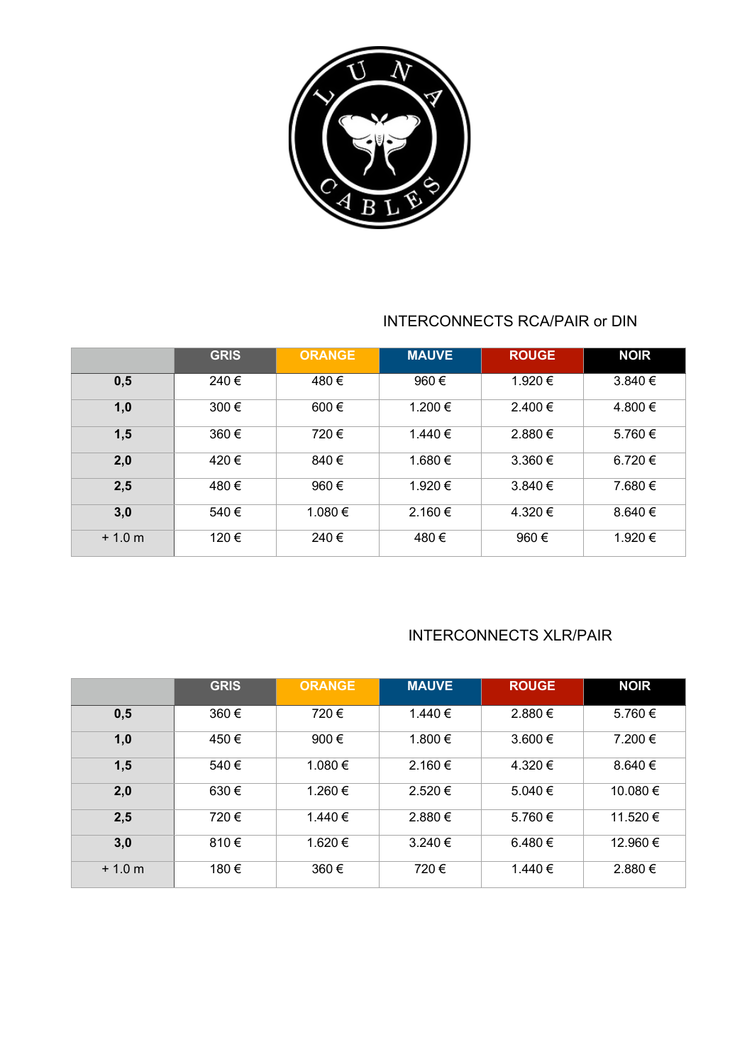LUNA CABLES

## INTERCONNECTS RCA/PAIR or DIN

| | GRIS | ORANGE | MAUVE | ROUGE | NOIR |
|---|---|---|---|---|---|
| **0,5** | 240 € | 480 € | 960 € | 1.920 € | 3.840 € |
| **1,0** | 300 € | 600 € | 1.200 € | 2.400 € | 4.800 € |
| **1,5** | 360 € | 720 € | 1.440 € | 2.880 € | 5.760 € |
| **2,0** | 420 € | 840 € | 1.680 € | 3.360 € | 6.720 € |
| **2,5** | 480 € | 960 € | 1.920 € | 3.840 € | 7.680 € |
| **3,0** | 540 € | 1.080 € | 2.160 € | 4.320 € | 8.640 € |
| + 1.0 m | 120 € | 240 € | 480 € | 960 € | 1.920 € |

## INTERCONNECTS XLR/PAIR

| | GRIS | ORANGE | MAUVE | ROUGE | NOIR |
|---|---|---|---|---|---|
| **0,5** | 360 € | 720 € | 1.440 € | 2.880 € | 5.760 € |
| **1,0** | 450 € | 900 € | 1.800 € | 3.600 € | 7.200 € |
| **1,5** | 540 € | 1.080 € | 2.160 € | 4.320 € | 8.640 € |
| **2,0** | 630 € | 1.260 € | 2.520 € | 5.040 € | 10.080 € |
| **2,5** | 720 € | 1.440 € | 2.880 € | 5.760 € | 11.520 € |
| **3,0** | 810 € | 1.620 € | 3.240 € | 6.480 € | 12.960 € |
| + 1.0 m | 180 € | 360 € | 720 € | 1.440 € | 2.880 € |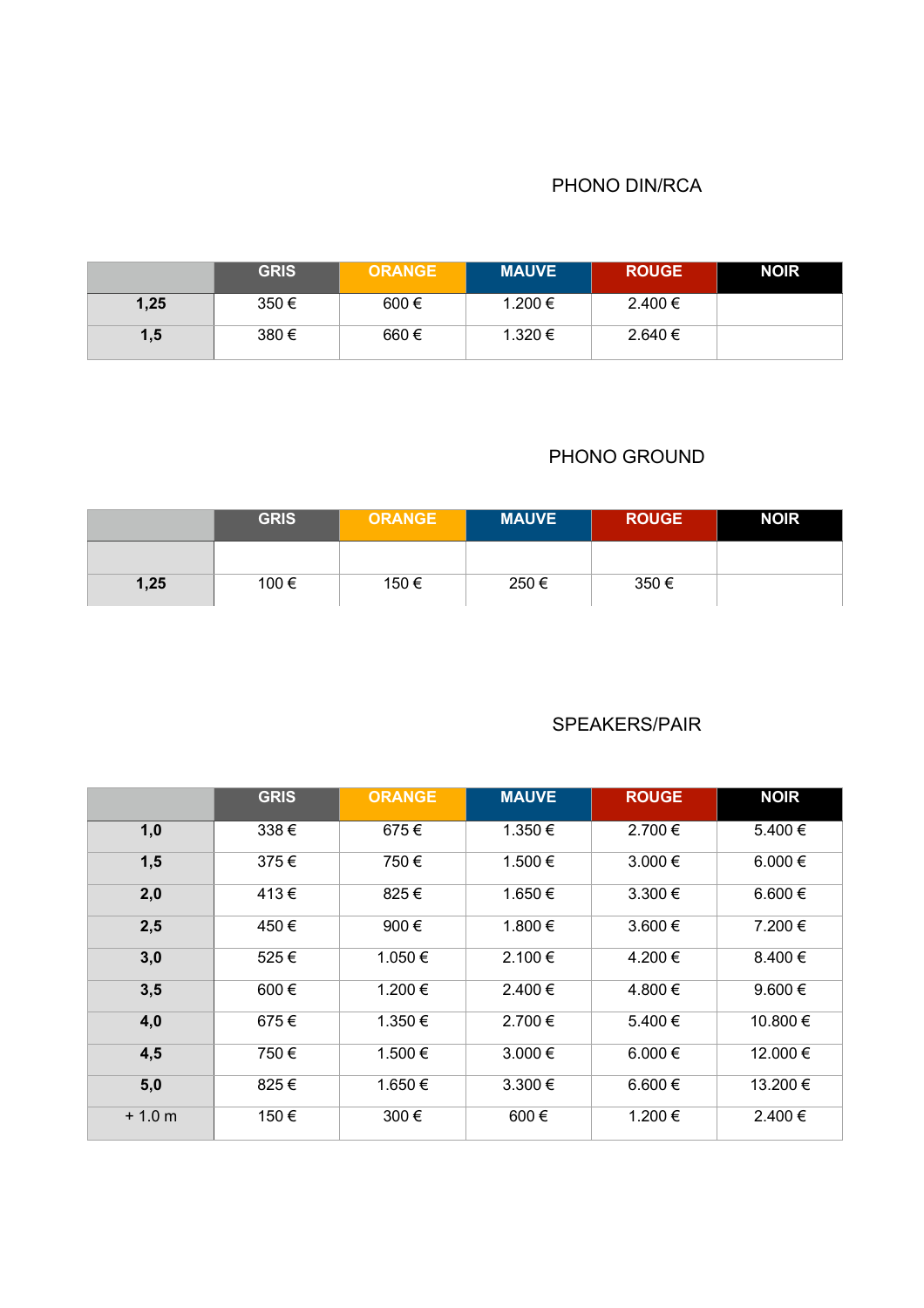## PHONO DIN/RCA

| | GRIS | ORANGE | MAUVE | ROUGE | NOIR |
|---|---|---|---|---|---|
| **1,25** | 350 € | 600 € | 1.200 € | 2.400 € | |
| **1,5** | 380 € | 660 € | 1.320 € | 2.640 € | |

## PHONO GROUND

| | GRIS | ORANGE | MAUVE | ROUGE | NOIR |
|---|---|---|---|---|---|
| | | | | | |
| **1,25** | 100 € | 150 € | 250 € | 350 € | |

## SPEAKERS/PAIR

| | GRIS | ORANGE | MAUVE | ROUGE | NOIR |
|---|---|---|---|---|---|
| **1,0** | 338 € | 675 € | 1.350 € | 2.700 € | 5.400 € |
| **1,5** | 375 € | 750 € | 1.500 € | 3.000 € | 6.000 € |
| **2,0** | 413 € | 825 € | 1.650 € | 3.300 € | 6.600 € |
| **2,5** | 450 € | 900 € | 1.800 € | 3.600 € | 7.200 € |
| **3,0** | 525 € | 1.050 € | 2.100 € | 4.200 € | 8.400 € |
| **3,5** | 600 € | 1.200 € | 2.400 € | 4.800 € | 9.600 € |
| **4,0** | 675 € | 1.350 € | 2.700 € | 5.400 € | 10.800 € |
| **4,5** | 750 € | 1.500 € | 3.000 € | 6.000 € | 12.000 € |
| **5,0** | 825 € | 1.650 € | 3.300 € | 6.600 € | 13.200 € |
| + 1.0 m | 150 € | 300 € | 600 € | 1.200 € | 2.400 € |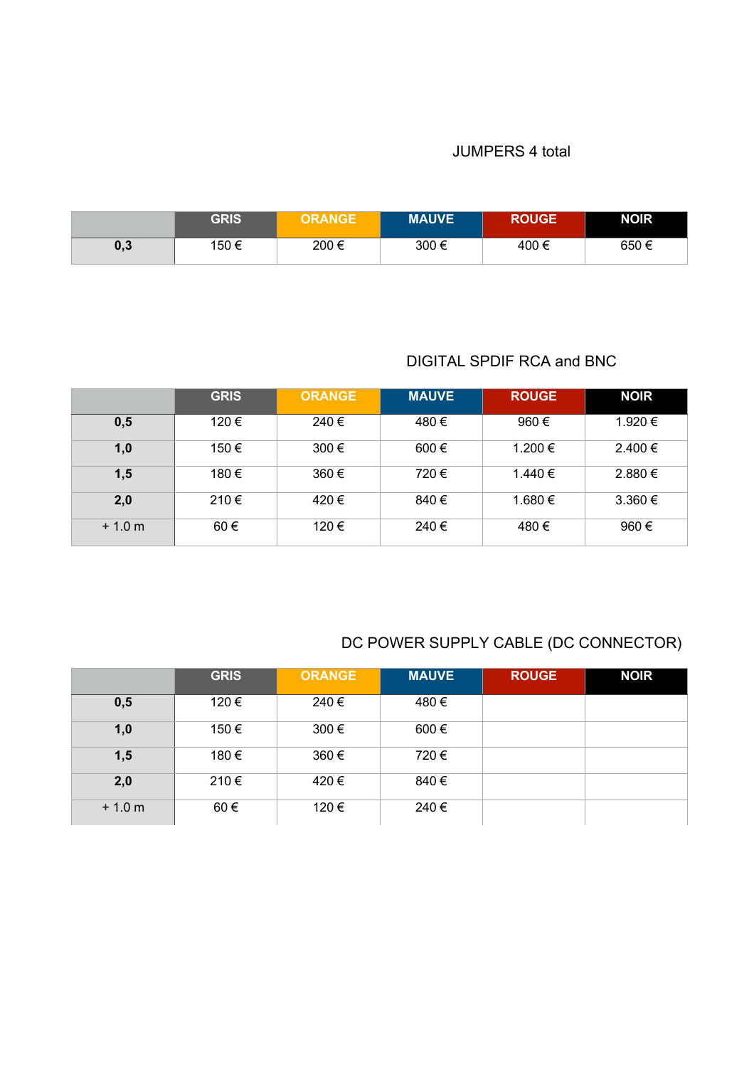## JUMPERS 4 total

| | GRIS | ORANGE | MAUVE | ROUGE | NOIR |
|---|---|---|---|---|---|
| **0,3** | 150 € | 200 € | 300 € | 400 € | 650 € |

## DIGITAL SPDIF RCA and BNC

| | GRIS | ORANGE | MAUVE | ROUGE | NOIR |
|---|---|---|---|---|---|
| **0,5** | 120 € | 240 € | 480 € | 960 € | 1.920 € |
| **1,0** | 150 € | 300 € | 600 € | 1.200 € | 2.400 € |
| **1,5** | 180 € | 360 € | 720 € | 1.440 € | 2.880 € |
| **2,0** | 210 € | 420 € | 840 € | 1.680 € | 3.360 € |
| + 1.0 m | 60 € | 120 € | 240 € | 480 € | 960 € |

## DC POWER SUPPLY CABLE (DC CONNECTOR)

| | GRIS | ORANGE | MAUVE | ROUGE | NOIR |
|---|---|---|---|---|---|
| **0,5** | 120 € | 240 € | 480 € | | |
| **1,0** | 150 € | 300 € | 600 € | | |
| **1,5** | 180 € | 360 € | 720 € | | |
| **2,0** | 210 € | 420 € | 840 € | | |
| + 1.0 m | 60 € | 120 € | 240 € | | |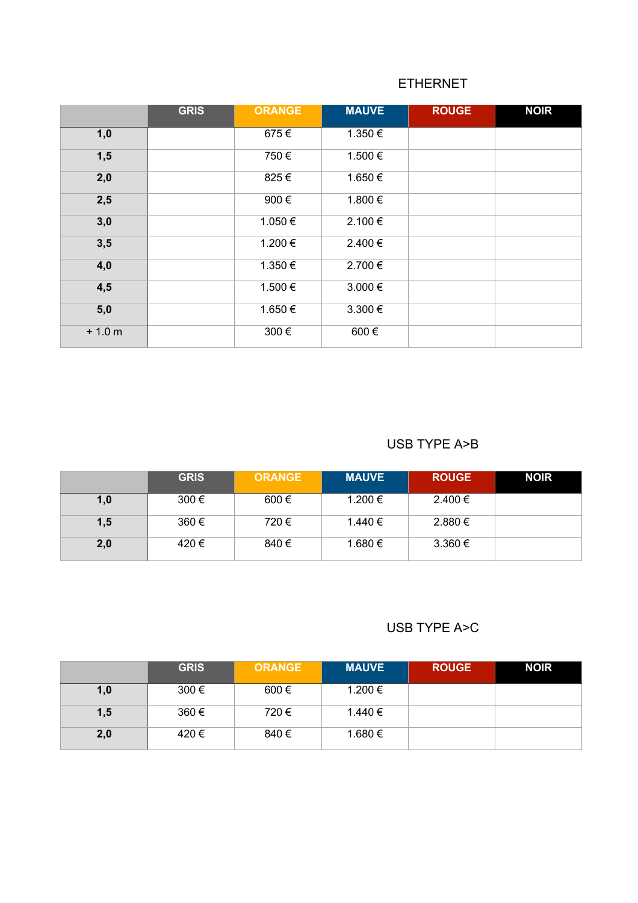## ETHERNET

| | GRIS | ORANGE | MAUVE | ROUGE | NOIR |
|---|---|---|---|---|---|
| **1,0** | | 675 € | 1.350 € | | |
| **1,5** | | 750 € | 1.500 € | | |
| **2,0** | | 825 € | 1.650 € | | |
| **2,5** | | 900 € | 1.800 € | | |
| **3,0** | | 1.050 € | 2.100 € | | |
| **3,5** | | 1.200 € | 2.400 € | | |
| **4,0** | | 1.350 € | 2.700 € | | |
| **4,5** | | 1.500 € | 3.000 € | | |
| **5,0** | | 1.650 € | 3.300 € | | |
| + 1.0 m | | 300 € | 600 € | | |

## USB TYPE A>B

| | GRIS | ORANGE | MAUVE | ROUGE | NOIR |
|---|---|---|---|---|---|
| **1,0** | 300 € | 600 € | 1.200 € | 2.400 € | |
| **1,5** | 360 € | 720 € | 1.440 € | 2.880 € | |
| **2,0** | 420 € | 840 € | 1.680 € | 3.360 € | |

## USB TYPE A>C

| | GRIS | ORANGE | MAUVE | ROUGE | NOIR |
|---|---|---|---|---|---|
| **1,0** | 300 € | 600 € | 1.200 € | | |
| **1,5** | 360 € | 720 € | 1.440 € | | |
| **2,0** | 420 € | 840 € | 1.680 € | | |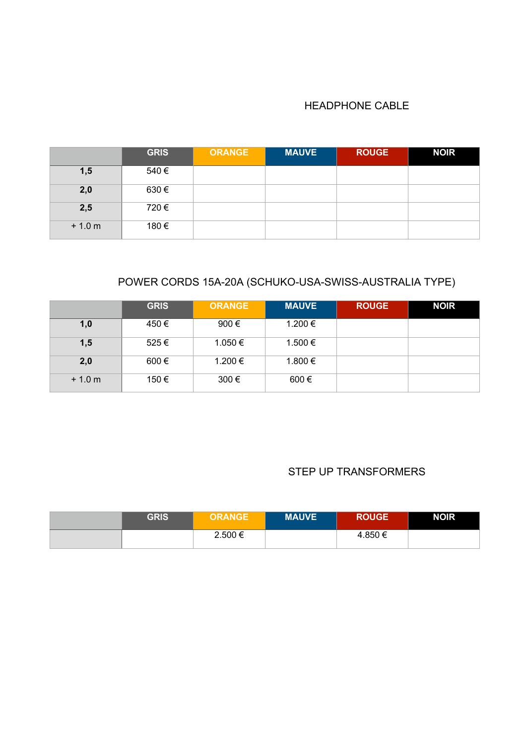## HEADPHONE CABLE

| | GRIS | ORANGE | MAUVE | ROUGE | NOIR |
|---|---|---|---|---|---|
| **1,5** | 540 € | | | | |
| **2,0** | 630 € | | | | |
| **2,5** | 720 € | | | | |
| + 1.0 m | 180 € | | | | |

## POWER CORDS 15A-20A (SCHUKO-USA-SWISS-AUSTRALIA TYPE)

| | GRIS | ORANGE | MAUVE | ROUGE | NOIR |
|---|---|---|---|---|---|
| **1,0** | 450 € | 900 € | 1.200 € | | |
| **1,5** | 525 € | 1.050 € | 1.500 € | | |
| **2,0** | 600 € | 1.200 € | 1.800 € | | |
| + 1.0 m | 150 € | 300 € | 600 € | | |

## STEP UP TRANSFORMERS

| | GRIS | ORANGE | MAUVE | ROUGE | NOIR |
|---|---|---|---|---|---|
| | | 2.500 € | | 4.850 € | |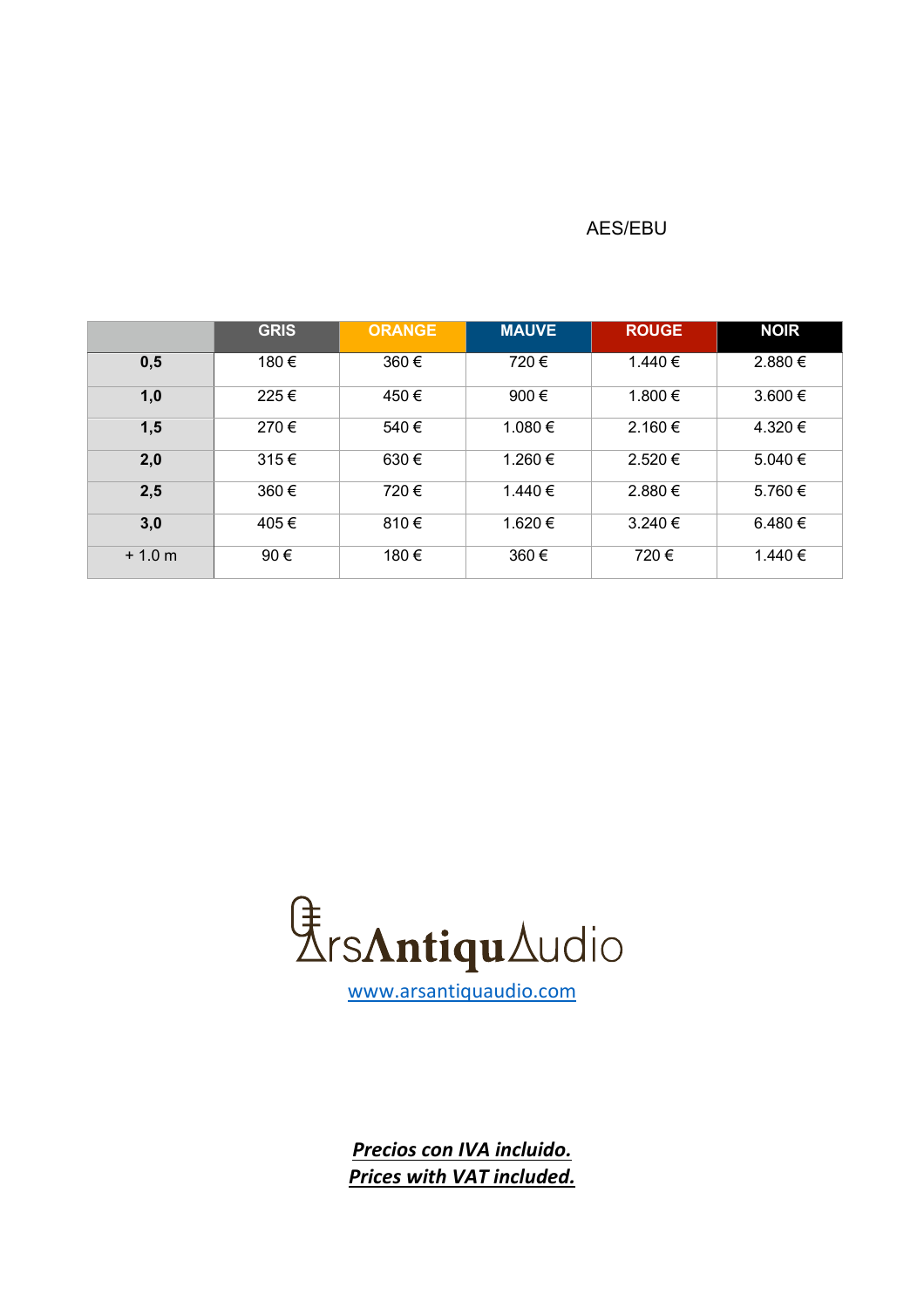AES/EBU

| | GRIS | ORANGE | MAUVE | ROUGE | NOIR |
|---|---|---|---|---|---|
| **0,5** | 180 € | 360 € | 720 € | 1.440 € | 2.880 € |
| **1,0** | 225 € | 450 € | 900 € | 1.800 € | 3.600 € |
| **1,5** | 270 € | 540 € | 1.080 € | 2.160 € | 4.320 € |
| **2,0** | 315 € | 630 € | 1.260 € | 2.520 € | 5.040 € |
| **2,5** | 360 € | 720 € | 1.440 € | 2.880 € | 5.760 € |
| **3,0** | 405 € | 810 € | 1.620 € | 3.240 € | 6.480 € |
| + 1.0 m | 90 € | 180 € | 360 € | 720 € | 1.440 € |

ArsAntiquAudio

www.arsantiquaudio.com

***Precios con IVA incluido.***
***Prices with VAT included.***